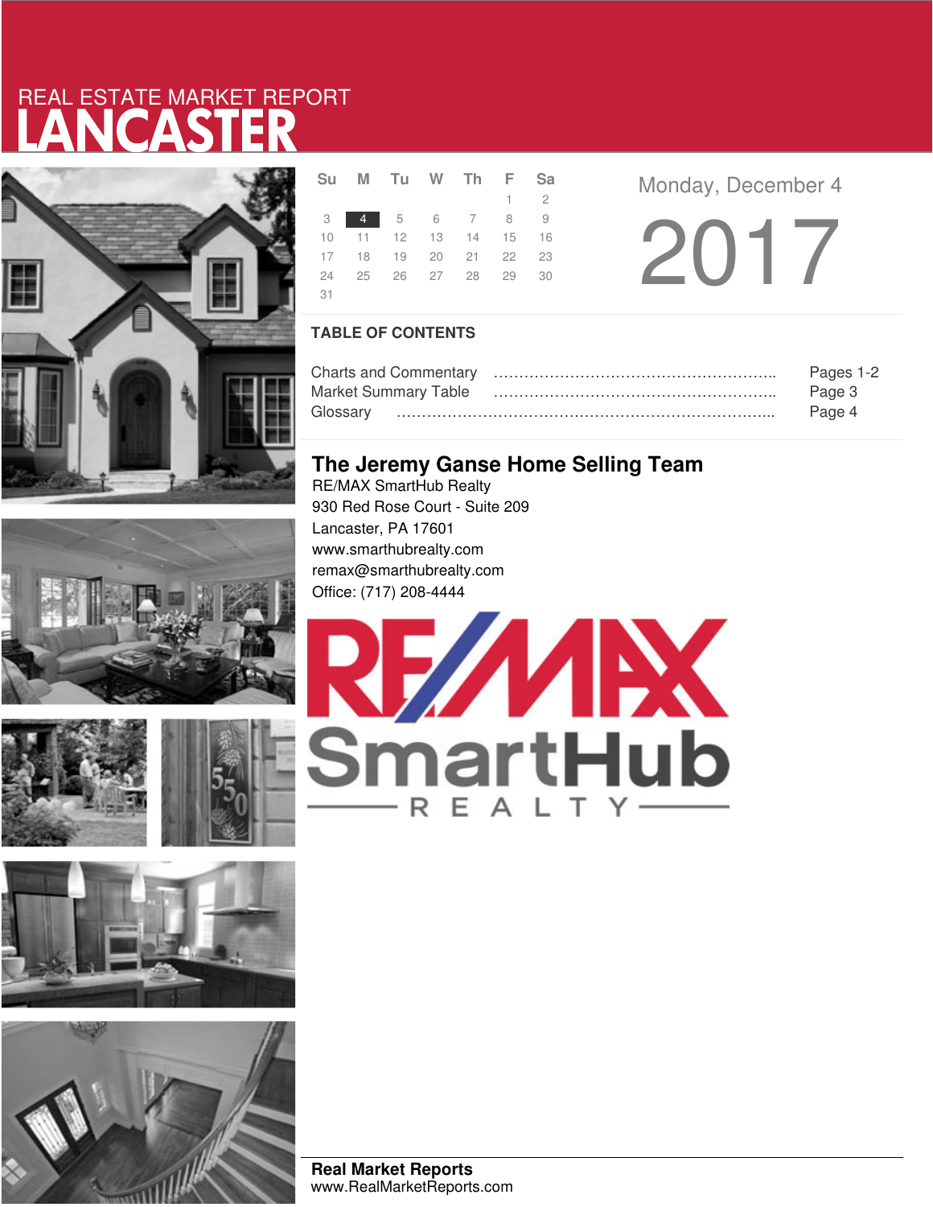REAL ESTATE MARKET REPORT

# LANCASTER

| Su | M | Tu | W | Th | F | Sa |
|---|---|---|---|---|---|---|
| | | | | | 1 | 2 |
| 3 | 4 | 5 | 6 | 7 | 8 | 9 |
| 10 | 11 | 12 | 13 | 14 | 15 | 16 |
| 17 | 18 | 19 | 20 | 21 | 22 | 23 |
| 24 | 25 | 26 | 27 | 28 | 29 | 30 |
| 31 | | | | | | |

Monday, December 4

2017

## TABLE OF CONTENTS

| | |
|---|---|
| Charts and Commentary | Pages 1-2 |
| Market Summary Table | Page 3 |
| Glossary | Page 4 |

## The Jeremy Ganse Home Selling Team

RE/MAX SmartHub Realty
930 Red Rose Court - Suite 209
Lancaster, PA 17601
www.smarthubrealty.com
remax@smarthubrealty.com
Office: (717) 208-4444

RE/MAX SmartHub REALTY

**Real Market Reports**
www.RealMarketReports.com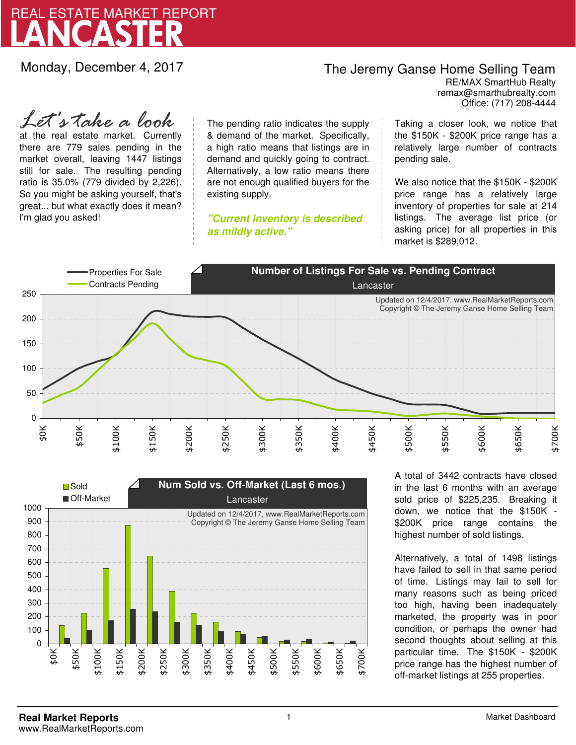# REAL ESTATE MARKET REPORT
# LANCASTER

Monday, December 4, 2017

## The Jeremy Ganse Home Selling Team

RE/MAX SmartHub Realty
remax@smarthubrealty.com
Office: (717) 208-4444

*Let's take a look* at the real estate market. Currently there are 779 sales pending in the market overall, leaving 1447 listings still for sale. The resulting pending ratio is 35.0% (779 divided by 2,226). So you might be asking yourself, that's great... but what exactly does it mean? I'm glad you asked!

The pending ratio indicates the supply & demand of the market. Specifically, a high ratio means that listings are in demand and quickly going to contract. Alternatively, a low ratio means there are not enough qualified buyers for the existing supply.

***"Current inventory is described as mildly active."***

Taking a closer look, we notice that the \$150K - \$200K price range has a relatively large number of contracts pending sale.

We also notice that the \$150K - \$200K price range has a relatively large inventory of properties for sale at 214 listings. The average list price (or asking price) for all properties in this market is \$289,012.

**Number of Listings For Sale vs. Pending Contract**
Lancaster

Properties For Sale / Contracts Pending

Updated on 12/4/2017, www.RealMarketReports.com
Copyright © The Jeremy Ganse Home Selling Team

**Num Sold vs. Off-Market (Last 6 mos.)**
Lancaster

Sold / Off-Market

Updated on 12/4/2017, www.RealMarketReports.com
Copyright © The Jeremy Ganse Home Selling Team

A total of 3442 contracts have closed in the last 6 months with an average sold price of \$225,235. Breaking it down, we notice that the \$150K - \$200K price range contains the highest number of sold listings.

Alternatively, a total of 1498 listings have failed to sell in that same period of time. Listings may fail to sell for many reasons such as being priced too high, having been inadequately marketed, the property was in poor condition, or perhaps the owner had second thoughts about selling at this particular time. The \$150K - \$200K price range has the highest number of off-market listings at 255 properties.

**Real Market Reports**
www.RealMarketReports.com

Market Dashboard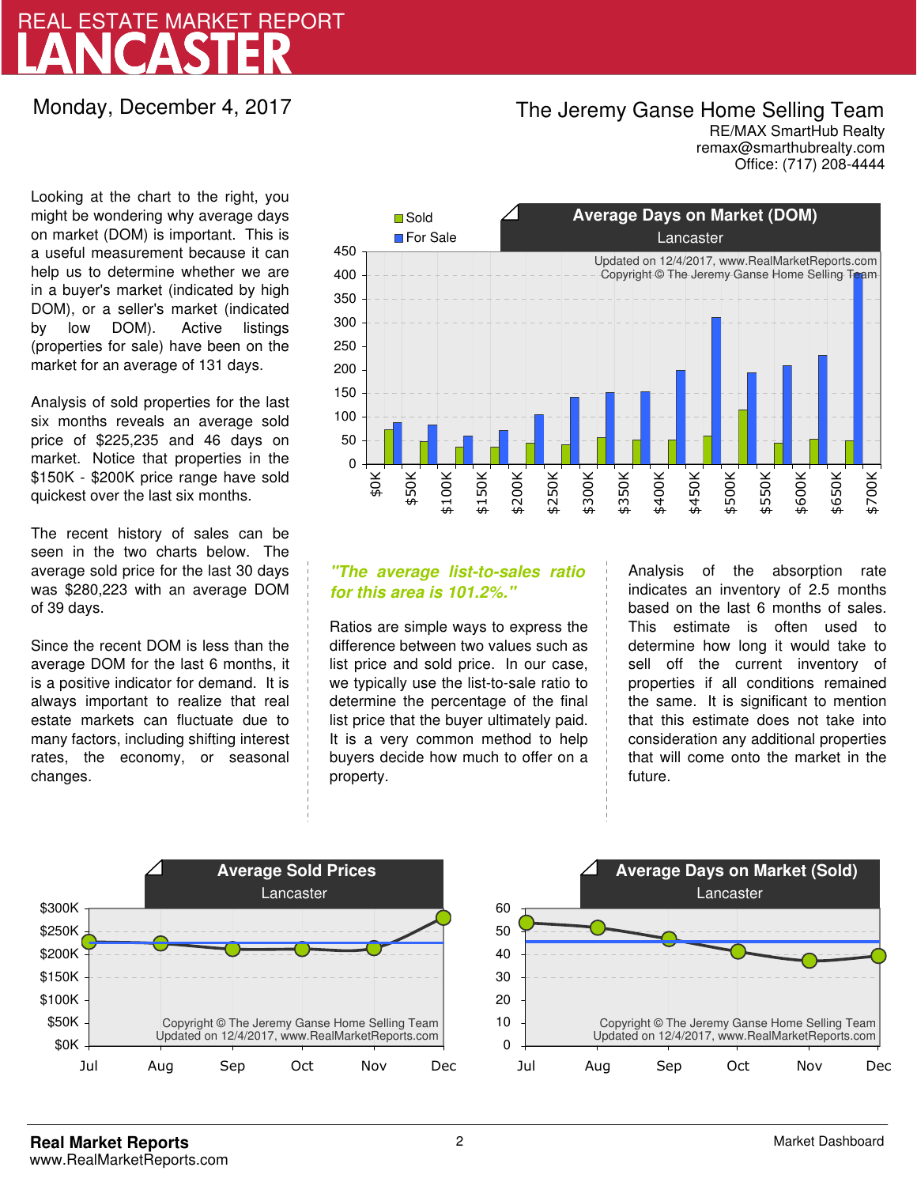# REAL ESTATE MARKET REPORT
# LANCASTER

Monday, December 4, 2017

**The Jeremy Ganse Home Selling Team**
RE/MAX SmartHub Realty
remax@smarthubrealty.com
Office: (717) 208-4444

Looking at the chart to the right, you might be wondering why average days on market (DOM) is important. This is a useful measurement because it can help us to determine whether we are in a buyer's market (indicated by high DOM), or a seller's market (indicated by low DOM). Active listings (properties for sale) have been on the market for an average of 131 days.

Analysis of sold properties for the last six months reveals an average sold price of $225,235 and 46 days on market. Notice that properties in the $150K - $200K price range have sold quickest over the last six months.

The recent history of sales can be seen in the two charts below. The average sold price for the last 30 days was $280,223 with an average DOM of 39 days.

Since the recent DOM is less than the average DOM for the last 6 months, it is a positive indicator for demand. It is always important to realize that real estate markets can fluctuate due to many factors, including shifting interest rates, the economy, or seasonal changes.

**Average Days on Market (DOM)**
Lancaster

Legend: Sold, For Sale

Updated on 12/4/2017, www.RealMarketReports.com
Copyright © The Jeremy Ganse Home Selling Team

*"The average list-to-sales ratio for this area is 101.2%."*

Ratios are simple ways to express the difference between two values such as list price and sold price. In our case, we typically use the list-to-sale ratio to determine the percentage of the final list price that the buyer ultimately paid. It is a very common method to help buyers decide how much to offer on a property.

Analysis of the absorption rate indicates an inventory of 2.5 months based on the last 6 months of sales. This estimate is often used to determine how long it would take to sell off the current inventory of properties if all conditions remained the same. It is significant to mention that this estimate does not take into consideration any additional properties that will come onto the market in the future.

**Average Sold Prices**
Lancaster

Copyright © The Jeremy Ganse Home Selling Team
Updated on 12/4/2017, www.RealMarketReports.com

**Average Days on Market (Sold)**
Lancaster

Copyright © The Jeremy Ganse Home Selling Team
Updated on 12/4/2017, www.RealMarketReports.com

**Real Market Reports**
www.RealMarketReports.com

Market Dashboard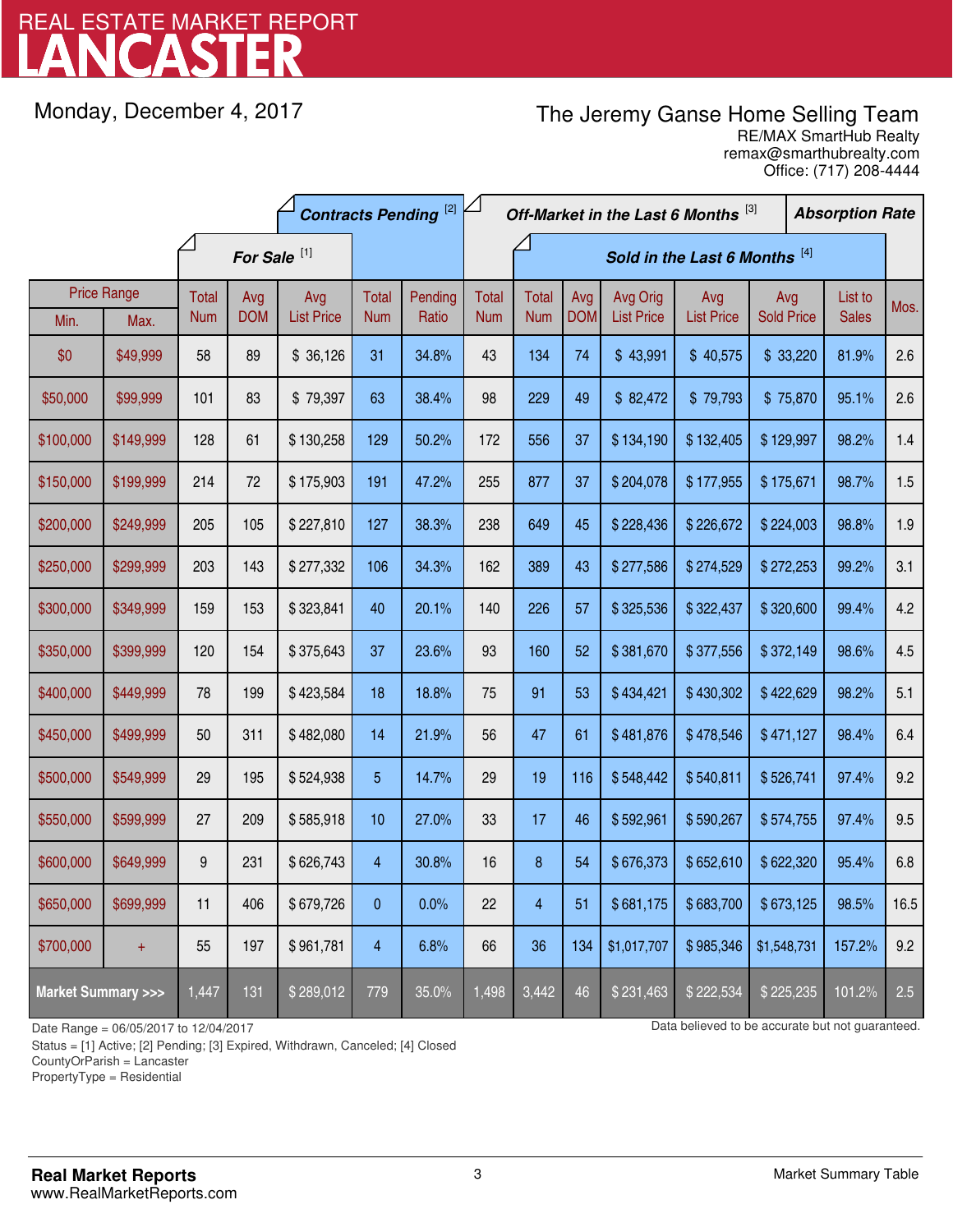# REAL ESTATE MARKET REPORT
# LANCASTER

Monday, December 4, 2017

**The Jeremy Ganse Home Selling Team**
RE/MAX SmartHub Realty
remax@smarthubrealty.com
Office: (717) 208-4444

| Price Range | | For Sale [1] | | | Contracts Pending [2] | | Off-Market in the Last 6 Months [3] | Sold in the Last 6 Months [4] | | | | | | Absorption Rate |
|---|---|---|---|---|---|---|---|---|---|---|---|---|---|---|
| Min. | Max. | Total Num | Avg DOM | Avg List Price | Total Num | Pending Ratio | Total Num | Total Num | Avg DOM | Avg Orig List Price | Avg List Price | Avg Sold Price | List to Sales | Mos. |
| $0 | $49,999 | 58 | 89 | $ 36,126 | 31 | 34.8% | 43 | 134 | 74 | $ 43,991 | $ 40,575 | $ 33,220 | 81.9% | 2.6 |
| $50,000 | $99,999 | 101 | 83 | $ 79,397 | 63 | 38.4% | 98 | 229 | 49 | $ 82,472 | $ 79,793 | $ 75,870 | 95.1% | 2.6 |
| $100,000 | $149,999 | 128 | 61 | $ 130,258 | 129 | 50.2% | 172 | 556 | 37 | $ 134,190 | $ 132,405 | $ 129,997 | 98.2% | 1.4 |
| $150,000 | $199,999 | 214 | 72 | $ 175,903 | 191 | 47.2% | 255 | 877 | 37 | $ 204,078 | $ 177,955 | $ 175,671 | 98.7% | 1.5 |
| $200,000 | $249,999 | 205 | 105 | $ 227,810 | 127 | 38.3% | 238 | 649 | 45 | $ 228,436 | $ 226,672 | $ 224,003 | 98.8% | 1.9 |
| $250,000 | $299,999 | 203 | 143 | $ 277,332 | 106 | 34.3% | 162 | 389 | 43 | $ 277,586 | $ 274,529 | $ 272,253 | 99.2% | 3.1 |
| $300,000 | $349,999 | 159 | 153 | $ 323,841 | 40 | 20.1% | 140 | 226 | 57 | $ 325,536 | $ 322,437 | $ 320,600 | 99.4% | 4.2 |
| $350,000 | $399,999 | 120 | 154 | $ 375,643 | 37 | 23.6% | 93 | 160 | 52 | $ 381,670 | $ 377,556 | $ 372,149 | 98.6% | 4.5 |
| $400,000 | $449,999 | 78 | 199 | $ 423,584 | 18 | 18.8% | 75 | 91 | 53 | $ 434,421 | $ 430,302 | $ 422,629 | 98.2% | 5.1 |
| $450,000 | $499,999 | 50 | 311 | $ 482,080 | 14 | 21.9% | 56 | 47 | 61 | $ 481,876 | $ 478,546 | $ 471,127 | 98.4% | 6.4 |
| $500,000 | $549,999 | 29 | 195 | $ 524,938 | 5 | 14.7% | 29 | 19 | 116 | $ 548,442 | $ 540,811 | $ 526,741 | 97.4% | 9.2 |
| $550,000 | $599,999 | 27 | 209 | $ 585,918 | 10 | 27.0% | 33 | 17 | 46 | $ 592,961 | $ 590,267 | $ 574,755 | 97.4% | 9.5 |
| $600,000 | $649,999 | 9 | 231 | $ 626,743 | 4 | 30.8% | 16 | 8 | 54 | $ 676,373 | $ 652,610 | $ 622,320 | 95.4% | 6.8 |
| $650,000 | $699,999 | 11 | 406 | $ 679,726 | 0 | 0.0% | 22 | 4 | 51 | $ 681,175 | $ 683,700 | $ 673,125 | 98.5% | 16.5 |
| $700,000 | + | 55 | 197 | $ 961,781 | 4 | 6.8% | 66 | 36 | 134 | $1,017,707 | $ 985,346 | $1,548,731 | 157.2% | 9.2 |
| **Market Summary >>>** | | 1,447 | 131 | $ 289,012 | 779 | 35.0% | 1,498 | 3,442 | 46 | $ 231,463 | $ 222,534 | $ 225,235 | 101.2% | 2.5 |

Date Range = 06/05/2017 to 12/04/2017
Status = [1] Active; [2] Pending; [3] Expired, Withdrawn, Canceled; [4] Closed
CountyOrParish = Lancaster
PropertyType = Residential

Data believed to be accurate but not guaranteed.

**Real Market Reports**
www.RealMarketReports.com

Market Summary Table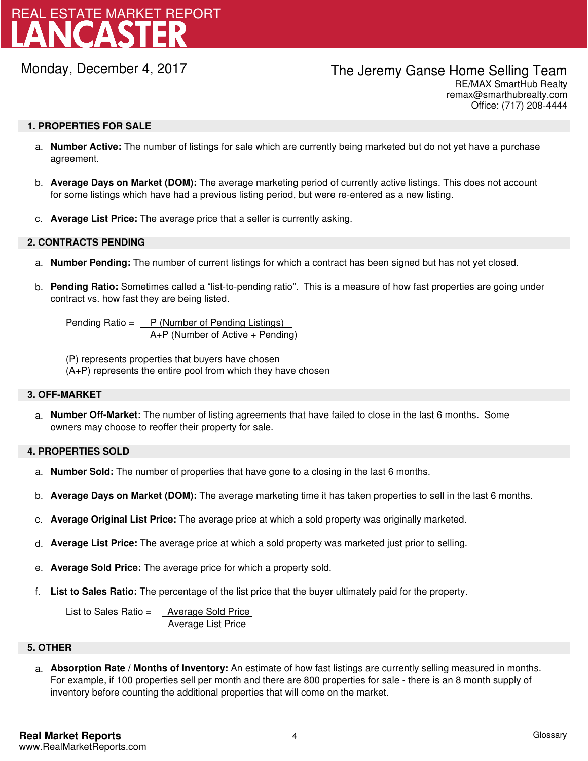# LANCASTER

REAL ESTATE MARKET REPORT

Monday, December 4, 2017

The Jeremy Ganse Home Selling Team
RE/MAX SmartHub Realty
remax@smarthubrealty.com
Office: (717) 208-4444

## 1. PROPERTIES FOR SALE

a. **Number Active:** The number of listings for sale which are currently being marketed but do not yet have a purchase agreement.

b. **Average Days on Market (DOM):** The average marketing period of currently active listings. This does not account for some listings which have had a previous listing period, but were re-entered as a new listing.

c. **Average List Price:** The average price that a seller is currently asking.

## 2. CONTRACTS PENDING

a. **Number Pending:** The number of current listings for which a contract has been signed but has not yet closed.

b. **Pending Ratio:** Sometimes called a “list-to-pending ratio”. This is a measure of how fast properties are going under contract vs. how fast they are being listed.

$$\text{Pending Ratio} = \frac{\text{P (Number of Pending Listings)}}{\text{A+P (Number of Active + Pending)}}$$

(P) represents properties that buyers have chosen
(A+P) represents the entire pool from which they have chosen

## 3. OFF-MARKET

a. **Number Off-Market:** The number of listing agreements that have failed to close in the last 6 months. Some owners may choose to reoffer their property for sale.

## 4. PROPERTIES SOLD

a. **Number Sold:** The number of properties that have gone to a closing in the last 6 months.

b. **Average Days on Market (DOM):** The average marketing time it has taken properties to sell in the last 6 months.

c. **Average Original List Price:** The average price at which a sold property was originally marketed.

d. **Average List Price:** The average price at which a sold property was marketed just prior to selling.

e. **Average Sold Price:** The average price for which a property sold.

f. **List to Sales Ratio:** The percentage of the list price that the buyer ultimately paid for the property.

$$\text{List to Sales Ratio} = \frac{\text{Average Sold Price}}{\text{Average List Price}}$$

## 5. OTHER

a. **Absorption Rate / Months of Inventory:** An estimate of how fast listings are currently selling measured in months. For example, if 100 properties sell per month and there are 800 properties for sale - there is an 8 month supply of inventory before counting the additional properties that will come on the market.

**Real Market Reports**
www.RealMarketReports.com

Glossary